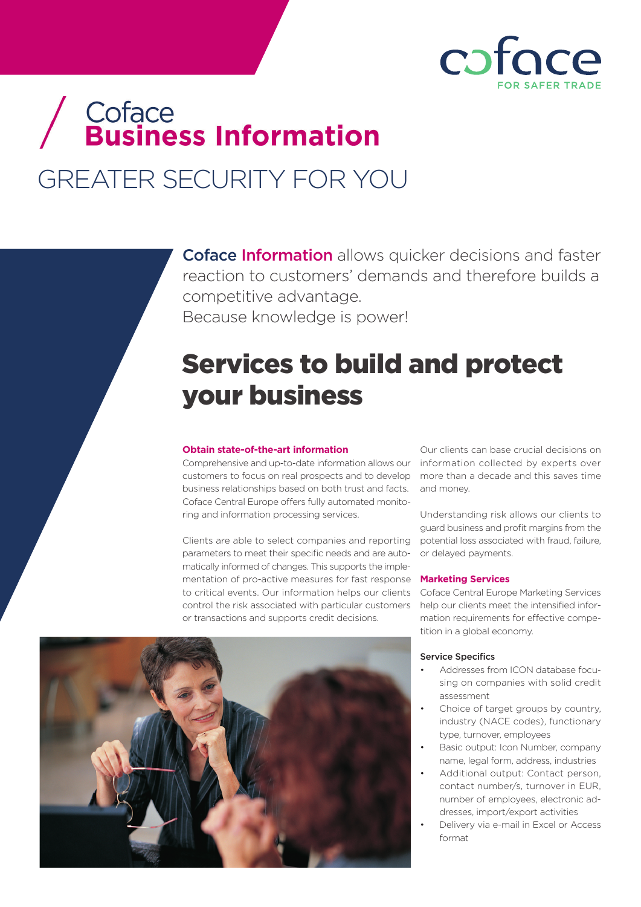coface
FOR SAFER TRADE

# Coface **Business Information**

# GREATER SECURITY FOR YOU

**Coface Information** allows quicker decisions and faster reaction to customers' demands and therefore builds a competitive advantage.
Because knowledge is power!

## Services to build and protect your business

### Obtain state-of-the-art information

Comprehensive and up-to-date information allows our customers to focus on real prospects and to develop business relationships based on both trust and facts. Coface Central Europe offers fully automated monitoring and information processing services.

Clients are able to select companies and reporting parameters to meet their specific needs and are automatically informed of changes. This supports the implementation of pro-active measures for fast response to critical events. Our information helps our clients control the risk associated with particular customers or transactions and supports credit decisions.

Our clients can base crucial decisions on information collected by experts over more than a decade and this saves time and money.

Understanding risk allows our clients to guard business and profit margins from the potential loss associated with fraud, failure, or delayed payments.

### Marketing Services

Coface Central Europe Marketing Services help our clients meet the intensified information requirements for effective competition in a global economy.

#### Service Specifics

- Addresses from ICON database focusing on companies with solid credit assessment
- Choice of target groups by country, industry (NACE codes), functionary type, turnover, employees
- Basic output: Icon Number, company name, legal form, address, industries
- Additional output: Contact person, contact number/s, turnover in EUR, number of employees, electronic addresses, import/export activities
- Delivery via e-mail in Excel or Access format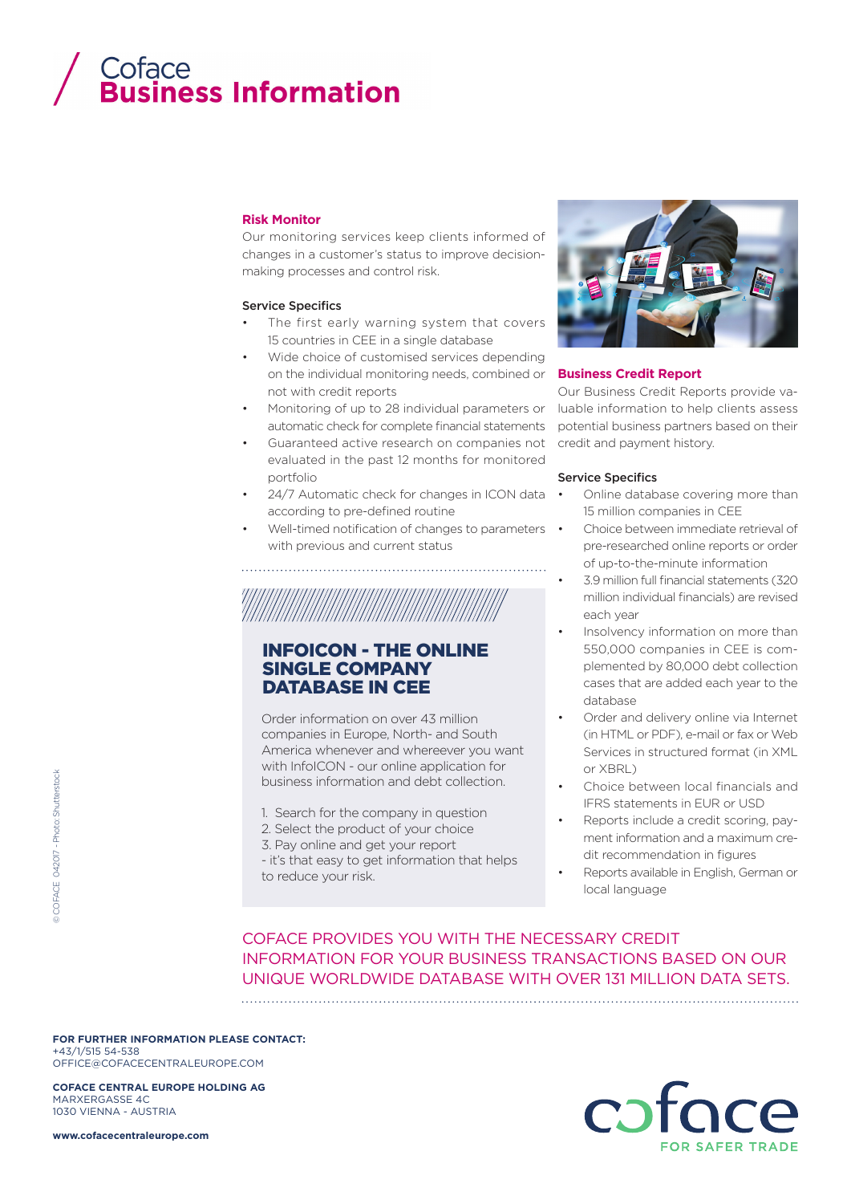# Coface Business Information

## Risk Monitor

Our monitoring services keep clients informed of changes in a customer's status to improve decision-making processes and control risk.

### Service Specifics

- The first early warning system that covers 15 countries in CEE in a single database
- Wide choice of customised services depending on the individual monitoring needs, combined or not with credit reports
- Monitoring of up to 28 individual parameters or automatic check for complete financial statements
- Guaranteed active research on companies not evaluated in the past 12 months for monitored portfolio
- 24/7 Automatic check for changes in ICON data according to pre-defined routine
- Well-timed notification of changes to parameters with previous and current status

## INFOICON - THE ONLINE SINGLE COMPANY DATABASE IN CEE

Order information on over 43 million companies in Europe, North- and South America whenever and whereever you want with InfoICON - our online application for business information and debt collection.

1. Search for the company in question
2. Select the product of your choice
3. Pay online and get your report

- it's that easy to get information that helps to reduce your risk.

## Business Credit Report

Our Business Credit Reports provide valuable information to help clients assess potential business partners based on their credit and payment history.

### Service Specifics

- Online database covering more than 15 million companies in CEE
- Choice between immediate retrieval of pre-researched online reports or order of up-to-the-minute information
- 3.9 million full financial statements (320 million individual financials) are revised each year
- Insolvency information on more than 550,000 companies in CEE is complemented by 80,000 debt collection cases that are added each year to the database
- Order and delivery online via Internet (in HTML or PDF), e-mail or fax or Web Services in structured format (in XML or XBRL)
- Choice between local financials and IFRS statements in EUR or USD
- Reports include a credit scoring, payment information and a maximum credit recommendation in figures
- Reports available in English, German or local language

COFACE PROVIDES YOU WITH THE NECESSARY CREDIT INFORMATION FOR YOUR BUSINESS TRANSACTIONS BASED ON OUR UNIQUE WORLDWIDE DATABASE WITH OVER 131 MILLION DATA SETS.

**FOR FURTHER INFORMATION PLEASE CONTACT:**
+43/1/515 54-538
OFFICE@COFACECENTRALEUROPE.COM

**COFACE CENTRAL EUROPE HOLDING AG**
MARXERGASSE 4C
1030 VIENNA - AUSTRIA

**www.cofacecentraleurope.com**

coface
FOR SAFER TRADE

© COFACE 04/2017 - Photo: Shutterstock